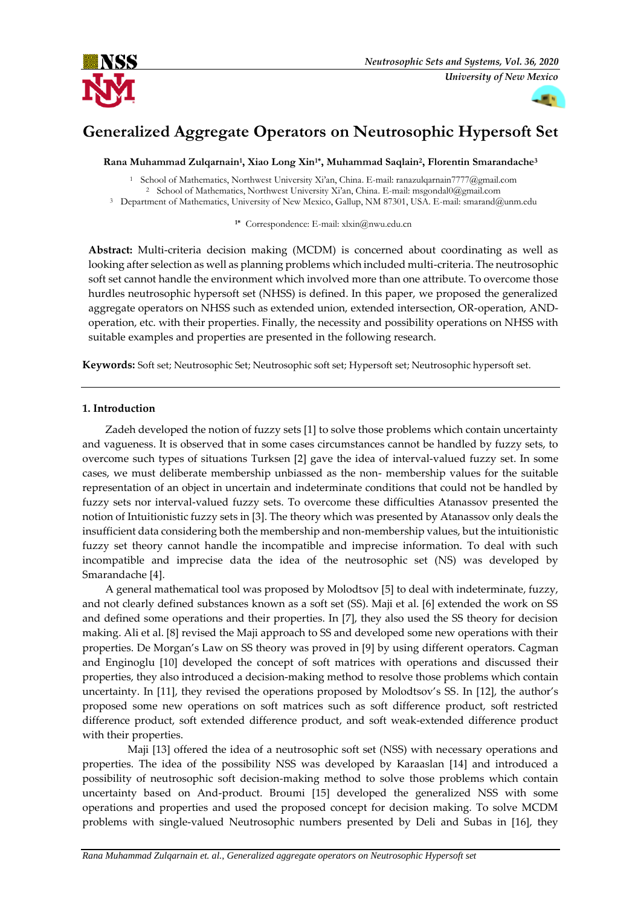# Generalized Aggregate Operators on Neutrosophic Hypersoft Set

**Rana Muhammad Zulqarnain[1], Xiao Long Xin[1*], Muhammad Saqlain[2], Florentin Smarandache[3]**

[1] School of Mathematics, Northwest University Xi'an, China. E-mail: ranazulqarnain7777@gmail.com
[2] School of Mathematics, Northwest University Xi'an, China. E-mail: msgondal0@gmail.com
[3] Department of Mathematics, University of New Mexico, Gallup, NM 87301, USA. E-mail: smarand@unm.edu

[1*] Correspondence: E-mail: xlxin@nwu.edu.cn

**Abstract:** Multi-criteria decision making (MCDM) is concerned about coordinating as well as looking after selection as well as planning problems which included multi-criteria. The neutrosophic soft set cannot handle the environment which involved more than one attribute. To overcome those hurdles neutrosophic hypersoft set (NHSS) is defined. In this paper, we proposed the generalized aggregate operators on NHSS such as extended union, extended intersection, OR-operation, AND-operation, etc. with their properties. Finally, the necessity and possibility operations on NHSS with suitable examples and properties are presented in the following research.

**Keywords:** Soft set; Neutrosophic Set; Neutrosophic soft set; Hypersoft set; Neutrosophic hypersoft set.

## 1. Introduction

Zadeh developed the notion of fuzzy sets [1] to solve those problems which contain uncertainty and vagueness. It is observed that in some cases circumstances cannot be handled by fuzzy sets, to overcome such types of situations Turksen [2] gave the idea of interval-valued fuzzy set. In some cases, we must deliberate membership unbiassed as the non- membership values for the suitable representation of an object in uncertain and indeterminate conditions that could not be handled by fuzzy sets nor interval-valued fuzzy sets. To overcome these difficulties Atanassov presented the notion of Intuitionistic fuzzy sets in [3]. The theory which was presented by Atanassov only deals the insufficient data considering both the membership and non-membership values, but the intuitionistic fuzzy set theory cannot handle the incompatible and imprecise information. To deal with such incompatible and imprecise data the idea of the neutrosophic set (NS) was developed by Smarandache [4].

A general mathematical tool was proposed by Molodtsov [5] to deal with indeterminate, fuzzy, and not clearly defined substances known as a soft set (SS). Maji et al. [6] extended the work on SS and defined some operations and their properties. In [7], they also used the SS theory for decision making. Ali et al. [8] revised the Maji approach to SS and developed some new operations with their properties. De Morgan's Law on SS theory was proved in [9] by using different operators. Cagman and Enginoglu [10] developed the concept of soft matrices with operations and discussed their properties, they also introduced a decision-making method to resolve those problems which contain uncertainty. In [11], they revised the operations proposed by Molodtsov's SS. In [12], the author's proposed some new operations on soft matrices such as soft difference product, soft restricted difference product, soft extended difference product, and soft weak-extended difference product with their properties.

Maji [13] offered the idea of a neutrosophic soft set (NSS) with necessary operations and properties. The idea of the possibility NSS was developed by Karaaslan [14] and introduced a possibility of neutrosophic soft decision-making method to solve those problems which contain uncertainty based on And-product. Broumi [15] developed the generalized NSS with some operations and properties and used the proposed concept for decision making. To solve MCDM problems with single-valued Neutrosophic numbers presented by Deli and Subas in [16], they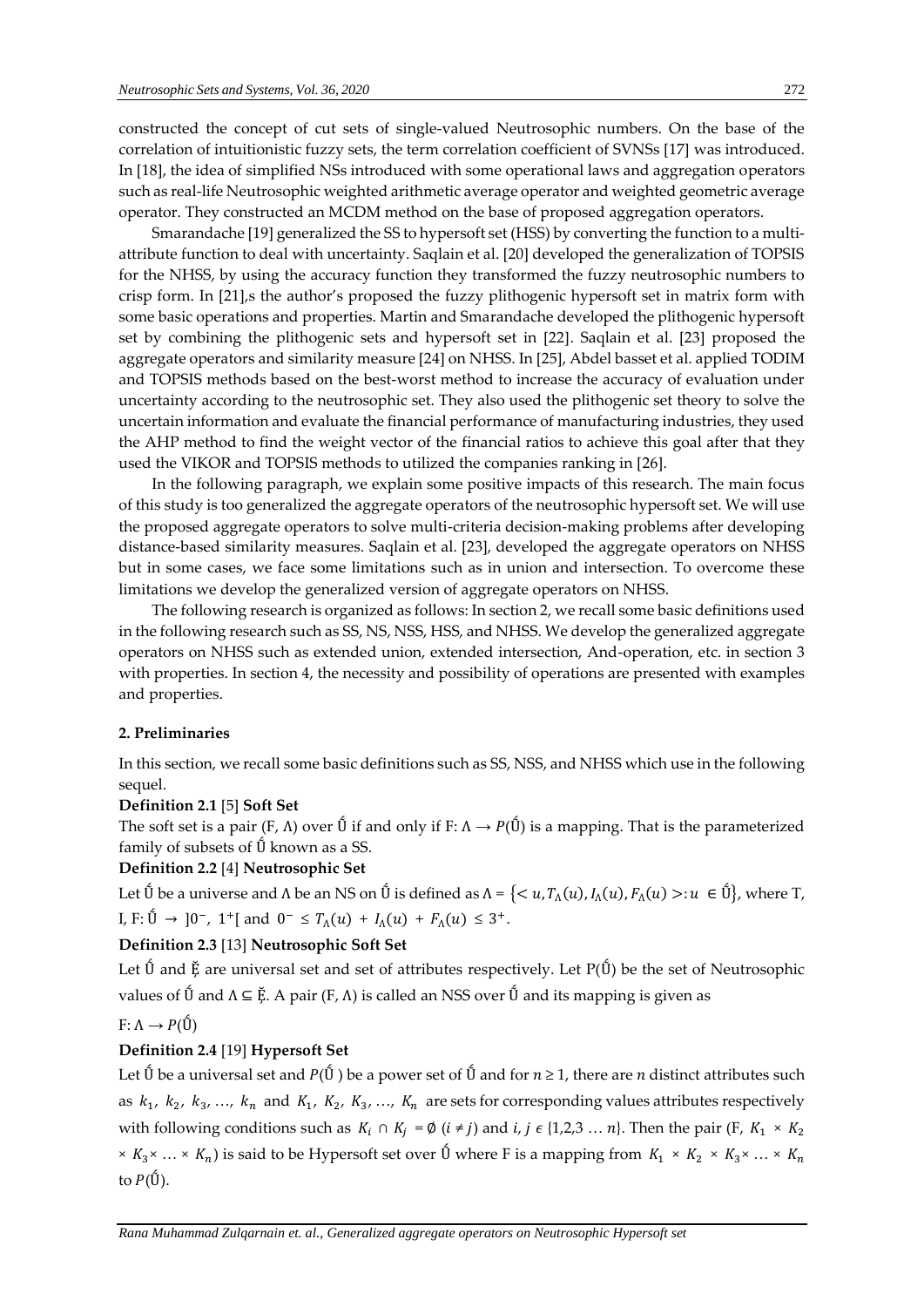constructed the concept of cut sets of single-valued Neutrosophic numbers. On the base of the correlation of intuitionistic fuzzy sets, the term correlation coefficient of SVNSs [17] was introduced. In [18], the idea of simplified NSs introduced with some operational laws and aggregation operators such as real-life Neutrosophic weighted arithmetic average operator and weighted geometric average operator. They constructed an MCDM method on the base of proposed aggregation operators.

Smarandache [19] generalized the SS to hypersoft set (HSS) by converting the function to a multi-attribute function to deal with uncertainty. Saqlain et al. [20] developed the generalization of TOPSIS for the NHSS, by using the accuracy function they transformed the fuzzy neutrosophic numbers to crisp form. In [21],s the author's proposed the fuzzy plithogenic hypersoft set in matrix form with some basic operations and properties. Martin and Smarandache developed the plithogenic hypersoft set by combining the plithogenic sets and hypersoft set in [22]. Saqlain et al. [23] proposed the aggregate operators and similarity measure [24] on NHSS. In [25], Abdel basset et al. applied TODIM and TOPSIS methods based on the best-worst method to increase the accuracy of evaluation under uncertainty according to the neutrosophic set. They also used the plithogenic set theory to solve the uncertain information and evaluate the financial performance of manufacturing industries, they used the AHP method to find the weight vector of the financial ratios to achieve this goal after that they used the VIKOR and TOPSIS methods to utilized the companies ranking in [26].

In the following paragraph, we explain some positive impacts of this research. The main focus of this study is too generalized the aggregate operators of the neutrosophic hypersoft set. We will use the proposed aggregate operators to solve multi-criteria decision-making problems after developing distance-based similarity measures. Saqlain et al. [23], developed the aggregate operators on NHSS but in some cases, we face some limitations such as in union and intersection. To overcome these limitations we develop the generalized version of aggregate operators on NHSS.

The following research is organized as follows: In section 2, we recall some basic definitions used in the following research such as SS, NS, NSS, HSS, and NHSS. We develop the generalized aggregate operators on NHSS such as extended union, extended intersection, And-operation, etc. in section 3 with properties. In section 4, the necessity and possibility of operations are presented with examples and properties.

## 2. Preliminaries

In this section, we recall some basic definitions such as SS, NSS, and NHSS which use in the following sequel.

**Definition 2.1** [5] **Soft Set**

The soft set is a pair (F, Λ) over Ű if and only if F: $\Lambda \rightarrow P(Ű)$ is a mapping. That is the parameterized family of subsets of Ű known as a SS.

**Definition 2.2** [4] **Neutrosophic Set**

Let Ű be a universe and Λ be an NS on Ű is defined as $\Lambda = \{< u, T_\Lambda(u), I_\Lambda(u), F_\Lambda(u) >: u \in Ű\}$, where T, I, F: $Ű \rightarrow\ ]0^-, 1^+[$ and $0^- \leq T_\Lambda(u) + I_\Lambda(u) + F_\Lambda(u) \leq 3^+$.

**Definition 2.3** [13] **Neutrosophic Soft Set**

Let Ű and Ȩ are universal set and set of attributes respectively. Let P(Ű) be the set of Neutrosophic values of Ű and $\Lambda \subseteq$ Ȩ. A pair (F, Λ) is called an NSS over Ű and its mapping is given as

F: $\Lambda \rightarrow P(Ű)$

**Definition 2.4** [19] **Hypersoft Set**

Let Ű be a universal set and $P(Ű)$ be a power set of Ű and for $n \geq 1$, there are $n$ distinct attributes such as $k_1, k_2, k_3, \ldots, k_n$ and $K_1, K_2, K_3, \ldots, K_n$ are sets for corresponding values attributes respectively with following conditions such as $K_i \cap K_j = \emptyset$ $(i \neq j)$ and $i, j \in \{1,2,3 \ldots n\}$. Then the pair (F, $K_1 \times K_2 \times K_3 \times \ldots \times K_n$) is said to be Hypersoft set over Ű where F is a mapping from $K_1 \times K_2 \times K_3 \times \ldots \times K_n$ to $P(Ű)$.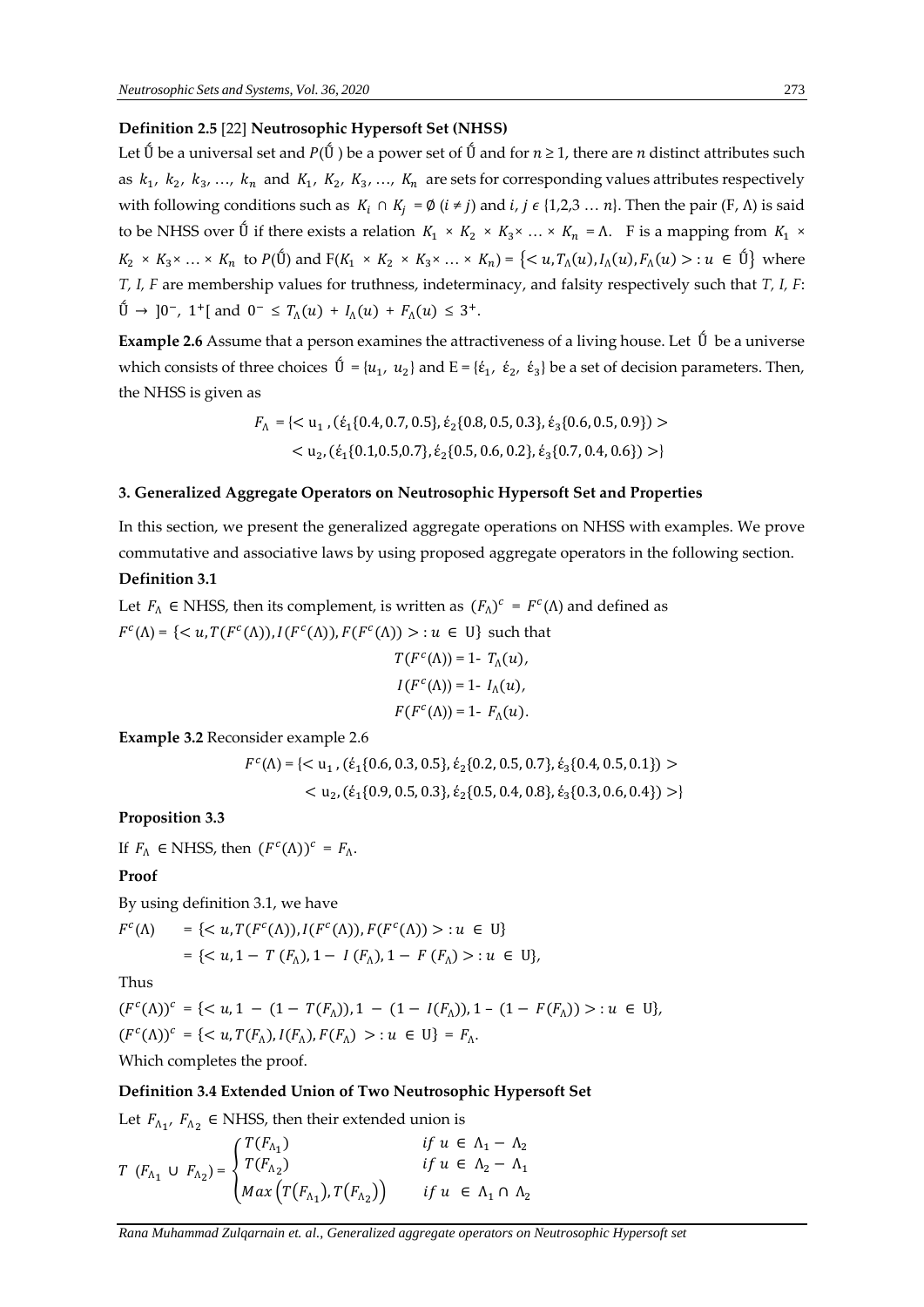**Definition 2.5** [22] **Neutrosophic Hypersoft Set (NHSS)**

Let Ǘ be a universal set and $P$(Ǘ ) be a power set of Ǘ and for $n \geq 1$, there are $n$ distinct attributes such as $k_1,\ k_2,\ k_3,\ \ldots,\ k_n$ and $K_1,\ K_2,\ K_3,\ \ldots,\ K_n$ are sets for corresponding values attributes respectively with following conditions such as $K_i \cap K_j = \emptyset\ (i \neq j)$ and $i, j \in \{1,2,3 \ldots n\}$. Then the pair (F, Λ) is said to be NHSS over Ǘ if there exists a relation $K_1 \times K_2 \times K_3 \times \ldots \times K_n = \Lambda$. F is a mapping from $K_1 \times K_2 \times K_3 \times \ldots \times K_n$ to $P$(Ǘ) and $F(K_1 \times K_2 \times K_3 \times \ldots \times K_n) = \{< u, T_\Lambda(u), I_\Lambda(u), F_\Lambda(u) > : u \in$ Ǘ$\}$ where *T, I, F* are membership values for truthness, indeterminacy, and falsity respectively such that *T, I, F*: Ǘ $\rightarrow\ ]0^-,\ 1^+[$ and $0^- \leq T_\Lambda(u) + I_\Lambda(u) + F_\Lambda(u) \leq 3^+$.

**Example 2.6** Assume that a person examines the attractiveness of a living house. Let Ǘ be a universe which consists of three choices Ǘ $= \{u_1,\ u_2\}$ and E = {έ$_1$, έ$_2$, έ$_3$} be a set of decision parameters. Then, the NHSS is given as

$$F_\Lambda = \{< u_1, (έ_1\{0.4, 0.7, 0.5\}, έ_2\{0.8, 0.5, 0.3\}, έ_3\{0.6, 0.5, 0.9\}) >$$
$$< u_2, (έ_1\{0.1, 0.5, 0.7\}, έ_2\{0.5, 0.6, 0.2\}, έ_3\{0.7, 0.4, 0.6\}) >\}$$

### 3. Generalized Aggregate Operators on Neutrosophic Hypersoft Set and Properties

In this section, we present the generalized aggregate operations on NHSS with examples. We prove commutative and associative laws by using proposed aggregate operators in the following section.

**Definition 3.1**

Let $F_\Lambda \in$ NHSS, then its complement, is written as $(F_\Lambda)^c = F^c(\Lambda)$ and defined as

$F^c(\Lambda) = \{< u, T(F^c(\Lambda)), I(F^c(\Lambda)), F(F^c(\Lambda)) > : u \in$ U$\}$ such that

$$T(F^c(\Lambda)) = 1 - T_\Lambda(u),$$
$$I(F^c(\Lambda)) = 1 - I_\Lambda(u),$$
$$F(F^c(\Lambda)) = 1 - F_\Lambda(u).$$

**Example 3.2** Reconsider example 2.6

$$F^c(\Lambda) = \{< u_1, (έ_1\{0.6, 0.3, 0.5\}, έ_2\{0.2, 0.5, 0.7\}, έ_3\{0.4, 0.5, 0.1\}) >$$
$$< u_2, (έ_1\{0.9, 0.5, 0.3\}, έ_2\{0.5, 0.4, 0.8\}, έ_3\{0.3, 0.6, 0.4\}) >\}$$

**Proposition 3.3**

If $F_\Lambda \in$ NHSS, then $(F^c(\Lambda))^c = F_\Lambda$.

**Proof**

By using definition 3.1, we have

$$F^c(\Lambda) = \{< u, T(F^c(\Lambda)), I(F^c(\Lambda)), F(F^c(\Lambda)) > : u \in \text{U}\}$$
$$= \{< u, 1 - T(F_\Lambda), 1 - I(F_\Lambda), 1 - F(F_\Lambda) > : u \in \text{U}\},$$

Thus

$$(F^c(\Lambda))^c = \{< u, 1 - (1 - T(F_\Lambda)), 1 - (1 - I(F_\Lambda)), 1 - (1 - F(F_\Lambda)) > : u \in \text{U}\},$$
$$(F^c(\Lambda))^c = \{< u, T(F_\Lambda), I(F_\Lambda), F(F_\Lambda) > : u \in \text{U}\} = F_\Lambda.$$

Which completes the proof.

**Definition 3.4 Extended Union of Two Neutrosophic Hypersoft Set**

Let $F_{\Lambda_1},\ F_{\Lambda_2} \in$ NHSS, then their extended union is

$$T\ (F_{\Lambda_1} \cup F_{\Lambda_2}) = \begin{cases} T(F_{\Lambda_1}) & if\ u \in \Lambda_1 - \Lambda_2 \\ T(F_{\Lambda_2}) & if\ u \in \Lambda_2 - \Lambda_1 \\ Max\left(T(F_{\Lambda_1}), T(F_{\Lambda_2})\right) & if\ u \in \Lambda_1 \cap \Lambda_2 \end{cases}$$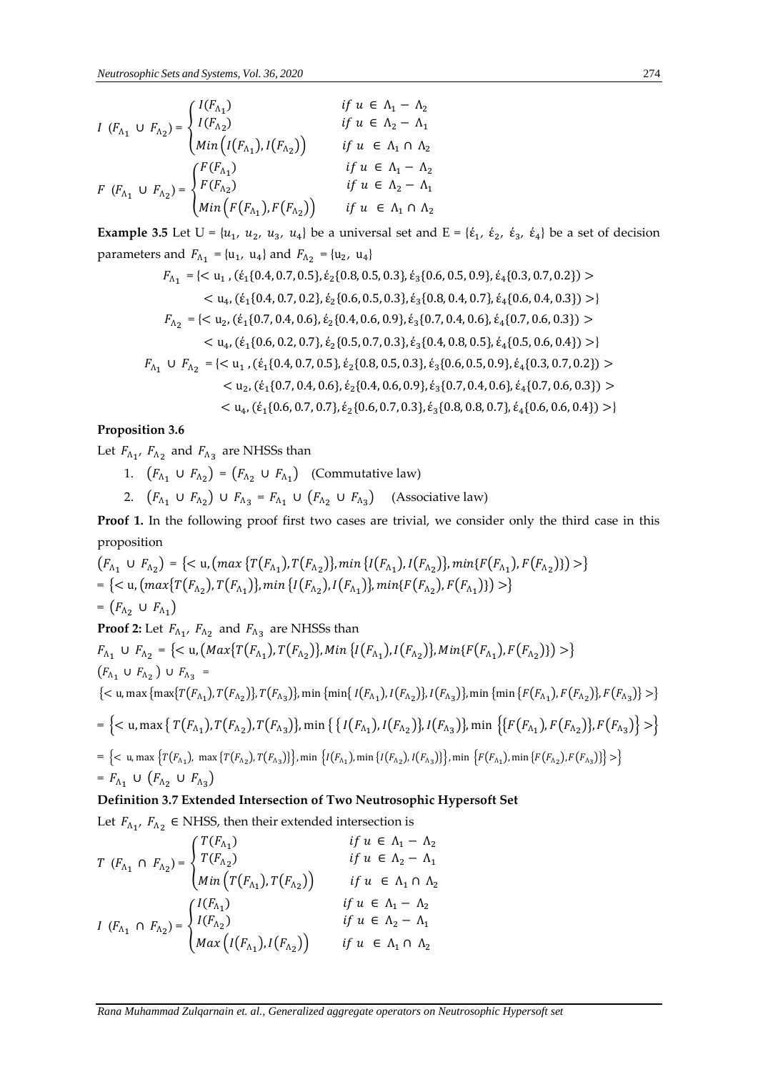$$I\ (F_{\Lambda_1} \cup F_{\Lambda_2}) = \begin{cases} I(F_{\Lambda_1}) & if\ u \in \Lambda_1 - \Lambda_2 \\ I(F_{\Lambda_2}) & if\ u \in \Lambda_2 - \Lambda_1 \\ Min\left(I(F_{\Lambda_1}), I(F_{\Lambda_2})\right) & if\ u \in \Lambda_1 \cap \Lambda_2 \end{cases}$$

$$F\ (F_{\Lambda_1} \cup F_{\Lambda_2}) = \begin{cases} F(F_{\Lambda_1}) & if\ u \in \Lambda_1 - \Lambda_2 \\ F(F_{\Lambda_2}) & if\ u \in \Lambda_2 - \Lambda_1 \\ Min\left(F(F_{\Lambda_1}), F(F_{\Lambda_2})\right) & if\ u \in \Lambda_1 \cap \Lambda_2 \end{cases}$$

**Example 3.5** Let U = $\{u_1, u_2, u_3, u_4\}$ be a universal set and E = $\{\acute{\epsilon}_1, \acute{\epsilon}_2, \acute{\epsilon}_3, \acute{\epsilon}_4\}$ be a set of decision parameters and $F_{\Lambda_1} = \{u_1, u_4\}$ and $F_{\Lambda_2} = \{u_2, u_4\}$

$$F_{\Lambda_1} = \{< u_1, (\acute{\epsilon}_1\{0.4, 0.7, 0.5\}, \acute{\epsilon}_2\{0.8, 0.5, 0.3\}, \acute{\epsilon}_3\{0.6, 0.5, 0.9\}, \acute{\epsilon}_4\{0.3, 0.7, 0.2\}) >$$
$$< u_4, (\acute{\epsilon}_1\{0.4, 0.7, 0.2\}, \acute{\epsilon}_2\{0.6, 0.5, 0.3\}, \acute{\epsilon}_3\{0.8, 0.4, 0.7\}, \acute{\epsilon}_4\{0.6, 0.4, 0.3\}) >\}$$

$$F_{\Lambda_2} = \{< u_2, (\acute{\epsilon}_1\{0.7, 0.4, 0.6\}, \acute{\epsilon}_2\{0.4, 0.6, 0.9\}, \acute{\epsilon}_3\{0.7, 0.4, 0.6\}, \acute{\epsilon}_4\{0.7, 0.6, 0.3\}) >$$
$$< u_4, (\acute{\epsilon}_1\{0.6, 0.2, 0.7\}, \acute{\epsilon}_2\{0.5, 0.7, 0.3\}, \acute{\epsilon}_3\{0.4, 0.8, 0.5\}, \acute{\epsilon}_4\{0.5, 0.6, 0.4\}) >\}$$

$$F_{\Lambda_1} \cup F_{\Lambda_2} = \{< u_1, (\acute{\epsilon}_1\{0.4, 0.7, 0.5\}, \acute{\epsilon}_2\{0.8, 0.5, 0.3\}, \acute{\epsilon}_3\{0.6, 0.5, 0.9\}, \acute{\epsilon}_4\{0.3, 0.7, 0.2\}) >$$
$$< u_2, (\acute{\epsilon}_1\{0.7, 0.4, 0.6\}, \acute{\epsilon}_2\{0.4, 0.6, 0.9\}, \acute{\epsilon}_3\{0.7, 0.4, 0.6\}, \acute{\epsilon}_4\{0.7, 0.6, 0.3\}) >$$
$$< u_4, (\acute{\epsilon}_1\{0.6, 0.7, 0.7\}, \acute{\epsilon}_2\{0.6, 0.7, 0.3\}, \acute{\epsilon}_3\{0.8, 0.8, 0.7\}, \acute{\epsilon}_4\{0.6, 0.6, 0.4\}) >\}$$

**Proposition 3.6**

Let $F_{\Lambda_1}$, $F_{\Lambda_2}$ and $F_{\Lambda_3}$ are NHSSs than

1. $\left(F_{\Lambda_1} \cup F_{\Lambda_2}\right) = \left(F_{\Lambda_2} \cup F_{\Lambda_1}\right)$ (Commutative law)
2. $\left(F_{\Lambda_1} \cup F_{\Lambda_2}\right) \cup F_{\Lambda_3} = F_{\Lambda_1} \cup \left(F_{\Lambda_2} \cup F_{\Lambda_3}\right)$ (Associative law)

**Proof 1.** In the following proof first two cases are trivial, we consider only the third case in this proposition

$$\left(F_{\Lambda_1} \cup F_{\Lambda_2}\right) = \left\{< u, \left(max\left\{T\left(F_{\Lambda_1}\right), T\left(F_{\Lambda_2}\right)\right\}, min\left\{I\left(F_{\Lambda_1}\right), I\left(F_{\Lambda_2}\right)\right\}, min\{F\left(F_{\Lambda_1}\right), F\left(F_{\Lambda_2}\right)\}\right) >\right\}$$
$$= \left\{< u, \left(max\{T\left(F_{\Lambda_2}\right), T\left(F_{\Lambda_1}\right)\}, min\left\{I\left(F_{\Lambda_2}\right), I\left(F_{\Lambda_1}\right)\right\}, min\{F\left(F_{\Lambda_2}\right), F\left(F_{\Lambda_1}\right)\}\right) >\right\}$$
$$= \left(F_{\Lambda_2} \cup F_{\Lambda_1}\right)$$

**Proof 2:** Let $F_{\Lambda_1}$, $F_{\Lambda_2}$ and $F_{\Lambda_3}$ are NHSSs than

$$F_{\Lambda_1} \cup F_{\Lambda_2} = \left\{< u, \left(Max\{T\left(F_{\Lambda_1}\right), T\left(F_{\Lambda_2}\right)\}, Min\left\{I\left(F_{\Lambda_1}\right), I\left(F_{\Lambda_2}\right)\right\}, Min\{F\left(F_{\Lambda_1}\right), F\left(F_{\Lambda_2}\right)\}\right) >\right\}$$

$$\left(F_{\Lambda_1} \cup F_{\Lambda_2}\right) \cup F_{\Lambda_3} =$$

$$\{< u, \max\{\max\{T(F_{\Lambda_1}), T(F_{\Lambda_2})\}, T(F_{\Lambda_3})\}, \min\{\min\{I(F_{\Lambda_1}), I(F_{\Lambda_2})\}, I(F_{\Lambda_3})\}, \min\{\min\{F(F_{\Lambda_1}), F(F_{\Lambda_2})\}, F(F_{\Lambda_3})\} >\}$$

$$= \left\{< u, \max\left\{T\left(F_{\Lambda_1}\right), T\left(F_{\Lambda_2}\right), T\left(F_{\Lambda_3}\right)\right\}, \min\left\{\left\{I\left(F_{\Lambda_1}\right), I\left(F_{\Lambda_2}\right)\right\}, I\left(F_{\Lambda_3}\right)\right\}, \min\left\{\left\{F\left(F_{\Lambda_1}\right), F\left(F_{\Lambda_2}\right)\right\}, F\left(F_{\Lambda_3}\right)\right\} >\right\}$$

$$= \left\{< u, \max\left\{T(F_{\Lambda_1}), \max\left\{T(F_{\Lambda_2}), T(F_{\Lambda_3})\right\}\right\}, \min\left\{I(F_{\Lambda_1}), \min\left\{I(F_{\Lambda_2}), I(F_{\Lambda_3})\right\}\right\}, \min\left\{F(F_{\Lambda_1}), \min\left\{F(F_{\Lambda_2}), F(F_{\Lambda_3})\right\}\right\} >\right\}$$

$$= F_{\Lambda_1} \cup \left(F_{\Lambda_2} \cup F_{\Lambda_3}\right)$$

**Definition 3.7 Extended Intersection of Two Neutrosophic Hypersoft Set**

Let $F_{\Lambda_1}$, $F_{\Lambda_2} \in$ NHSS, then their extended intersection is

$$T\ (F_{\Lambda_1} \cap F_{\Lambda_2}) = \begin{cases} T(F_{\Lambda_1}) & if\ u \in \Lambda_1 - \Lambda_2 \\ T(F_{\Lambda_2}) & if\ u \in \Lambda_2 - \Lambda_1 \\ Min\left(T(F_{\Lambda_1}), T(F_{\Lambda_2})\right) & if\ u \in \Lambda_1 \cap \Lambda_2 \end{cases}$$

$$I\ (F_{\Lambda_1} \cap F_{\Lambda_2}) = \begin{cases} I(F_{\Lambda_1}) & if\ u \in \Lambda_1 - \Lambda_2 \\ I(F_{\Lambda_2}) & if\ u \in \Lambda_2 - \Lambda_1 \\ Max\left(I(F_{\Lambda_1}), I(F_{\Lambda_2})\right) & if\ u \in \Lambda_1 \cap \Lambda_2 \end{cases}$$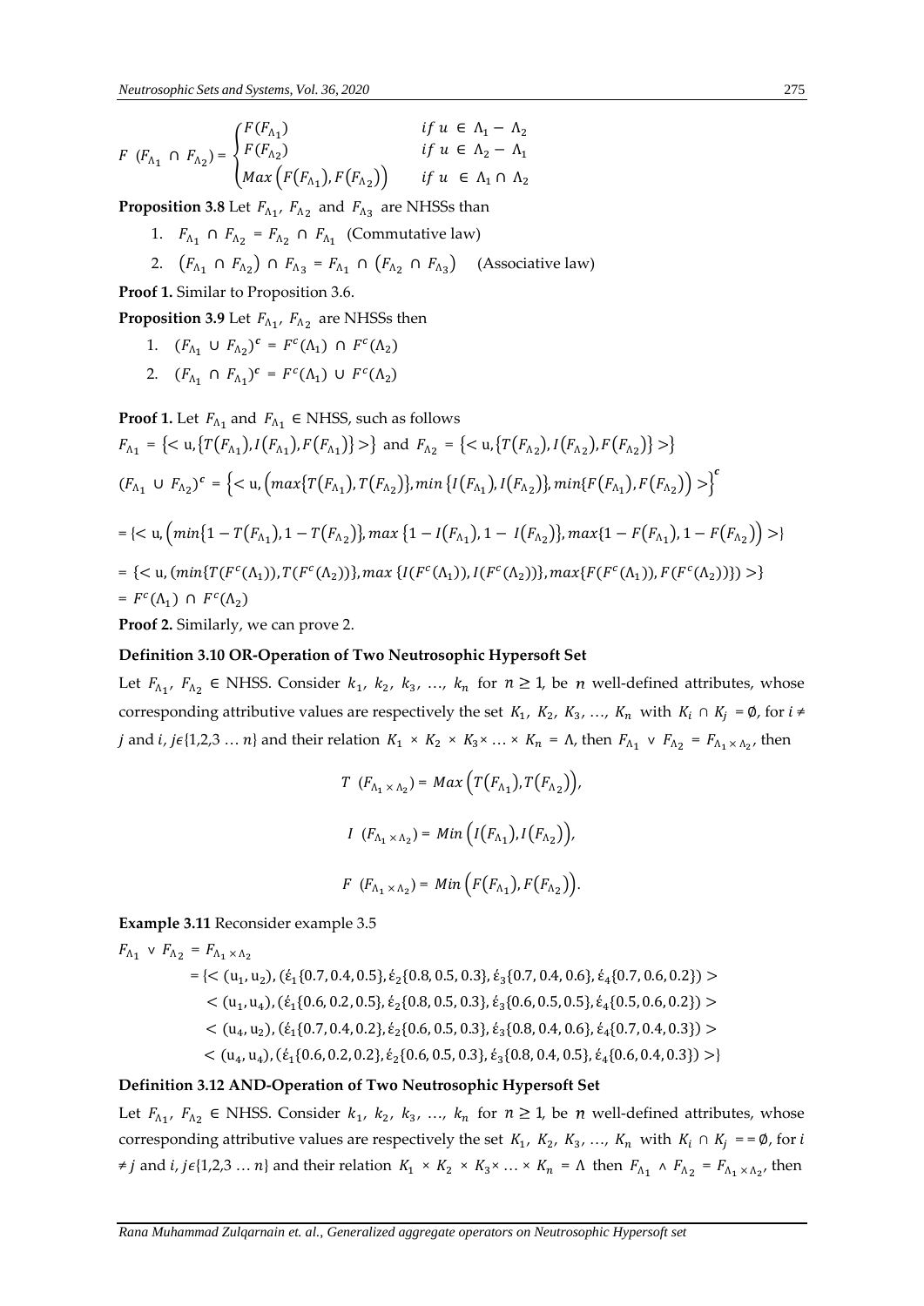$$F\ (F_{\Lambda_1} \cap F_{\Lambda_2}) = \begin{cases} F(F_{\Lambda_1}) & if\ u \in \Lambda_1 - \Lambda_2 \\ F(F_{\Lambda_2}) & if\ u \in \Lambda_2 - \Lambda_1 \\ Max\left(F(F_{\Lambda_1}), F(F_{\Lambda_2})\right) & if\ u \in \Lambda_1 \cap \Lambda_2 \end{cases}$$

**Proposition 3.8** Let $F_{\Lambda_1}$, $F_{\Lambda_2}$ and $F_{\Lambda_3}$ are NHSSs than

1. $F_{\Lambda_1} \cap F_{\Lambda_2} = F_{\Lambda_2} \cap F_{\Lambda_1}$ (Commutative law)
2. $\left(F_{\Lambda_1} \cap F_{\Lambda_2}\right) \cap F_{\Lambda_3} = F_{\Lambda_1} \cap \left(F_{\Lambda_2} \cap F_{\Lambda_3}\right)$ (Associative law)

**Proof 1.** Similar to Proposition 3.6.

**Proposition 3.9** Let $F_{\Lambda_1}$, $F_{\Lambda_2}$ are NHSSs then

1. $(F_{\Lambda_1} \cup F_{\Lambda_2})^c = F^c(\Lambda_1) \cap F^c(\Lambda_2)$
2. $(F_{\Lambda_1} \cap F_{\Lambda_1})^c = F^c(\Lambda_1) \cup F^c(\Lambda_2)$

**Proof 1.** Let $F_{\Lambda_1}$ and $F_{\Lambda_1} \in$ NHSS, such as follows

$F_{\Lambda_1} = \{< \text{u}, \{T(F_{\Lambda_1}), I(F_{\Lambda_1}), F(F_{\Lambda_1})\} >\}$ and $F_{\Lambda_2} = \{< \text{u}, \{T(F_{\Lambda_2}), I(F_{\Lambda_2}), F(F_{\Lambda_2})\} >\}$

$$(F_{\Lambda_1} \cup F_{\Lambda_2})^c = \left\{< \text{u}, \left(max\{T(F_{\Lambda_1}), T(F_{\Lambda_2})\}, min\{I(F_{\Lambda_1}), I(F_{\Lambda_2})\}, min\{F(F_{\Lambda_1}), F(F_{\Lambda_2})\right) >\right\}^c$$

$$= \{< \text{u}, \left(min\{1 - T(F_{\Lambda_1}), 1 - T(F_{\Lambda_2})\}, max\{1 - I(F_{\Lambda_1}), 1 - I(F_{\Lambda_2})\}, max\{1 - F(F_{\Lambda_1}), 1 - F(F_{\Lambda_2})\right) >\}$$

$$= \{< \text{u}, (min\{T(F^c(\Lambda_1)), T(F^c(\Lambda_2))\}, max\{I(F^c(\Lambda_1)), I(F^c(\Lambda_2))\}, max\{F(F^c(\Lambda_1)), F(F^c(\Lambda_2))\}) >\}$$

$$= F^c(\Lambda_1) \cap F^c(\Lambda_2)$$

**Proof 2.** Similarly, we can prove 2.

**Definition 3.10 OR-Operation of Two Neutrosophic Hypersoft Set**

Let $F_{\Lambda_1}$, $F_{\Lambda_2} \in$ NHSS. Consider $k_1$, $k_2$, $k_3$, …, $k_n$ for $n \geq 1$, be $n$ well-defined attributes, whose corresponding attributive values are respectively the set $K_1$, $K_2$, $K_3$, …, $K_n$ with $K_i \cap K_j = \emptyset$, for $i \neq j$ and $i, j \epsilon \{1,2,3 \ldots n\}$ and their relation $K_1 \times K_2 \times K_3 \times \ldots \times K_n = \Lambda$, then $F_{\Lambda_1} \vee F_{\Lambda_2} = F_{\Lambda_1 \times \Lambda_2}$, then

$$T\ (F_{\Lambda_1 \times \Lambda_2}) = Max\left(T(F_{\Lambda_1}), T(F_{\Lambda_2})\right),$$

$$I\ (F_{\Lambda_1 \times \Lambda_2}) = Min\left(I(F_{\Lambda_1}), I(F_{\Lambda_2})\right),$$

$$F\ (F_{\Lambda_1 \times \Lambda_2}) = Min\left(F(F_{\Lambda_1}), F(F_{\Lambda_2})\right).$$

**Example 3.11** Reconsider example 3.5

$$\begin{aligned} F_{\Lambda_1} \vee F_{\Lambda_2} &= F_{\Lambda_1 \times \Lambda_2} \\ &= \{< (\text{u}_1, \text{u}_2), (\acute{\epsilon}_1\{0.7, 0.4, 0.5\}, \acute{\epsilon}_2\{0.8, 0.5, 0.3\}, \acute{\epsilon}_3\{0.7, 0.4, 0.6\}, \acute{\epsilon}_4\{0.7, 0.6, 0.2\}) > \\ &\quad < (\text{u}_1, \text{u}_4), (\acute{\epsilon}_1\{0.6, 0.2, 0.5\}, \acute{\epsilon}_2\{0.8, 0.5, 0.3\}, \acute{\epsilon}_3\{0.6, 0.5, 0.5\}, \acute{\epsilon}_4\{0.5, 0.6, 0.2\}) > \\ &\quad < (\text{u}_4, \text{u}_2), (\acute{\epsilon}_1\{0.7, 0.4, 0.2\}, \acute{\epsilon}_2\{0.6, 0.5, 0.3\}, \acute{\epsilon}_3\{0.8, 0.4, 0.6\}, \acute{\epsilon}_4\{0.7, 0.4, 0.3\}) > \\ &\quad < (\text{u}_4, \text{u}_4), (\acute{\epsilon}_1\{0.6, 0.2, 0.2\}, \acute{\epsilon}_2\{0.6, 0.5, 0.3\}, \acute{\epsilon}_3\{0.8, 0.4, 0.5\}, \acute{\epsilon}_4\{0.6, 0.4, 0.3\}) >\} \end{aligned}$$

**Definition 3.12 AND-Operation of Two Neutrosophic Hypersoft Set**

Let $F_{\Lambda_1}$, $F_{\Lambda_2} \in$ NHSS. Consider $k_1$, $k_2$, $k_3$, …, $k_n$ for $n \geq 1$, be $n$ well-defined attributes, whose corresponding attributive values are respectively the set $K_1$, $K_2$, $K_3$, …, $K_n$ with $K_i \cap K_j == \emptyset$, for $i \neq j$ and $i, j \epsilon \{1,2,3 \ldots n\}$ and their relation $K_1 \times K_2 \times K_3 \times \ldots \times K_n = \Lambda$ then $F_{\Lambda_1} \wedge F_{\Lambda_2} = F_{\Lambda_1 \times \Lambda_2}$, then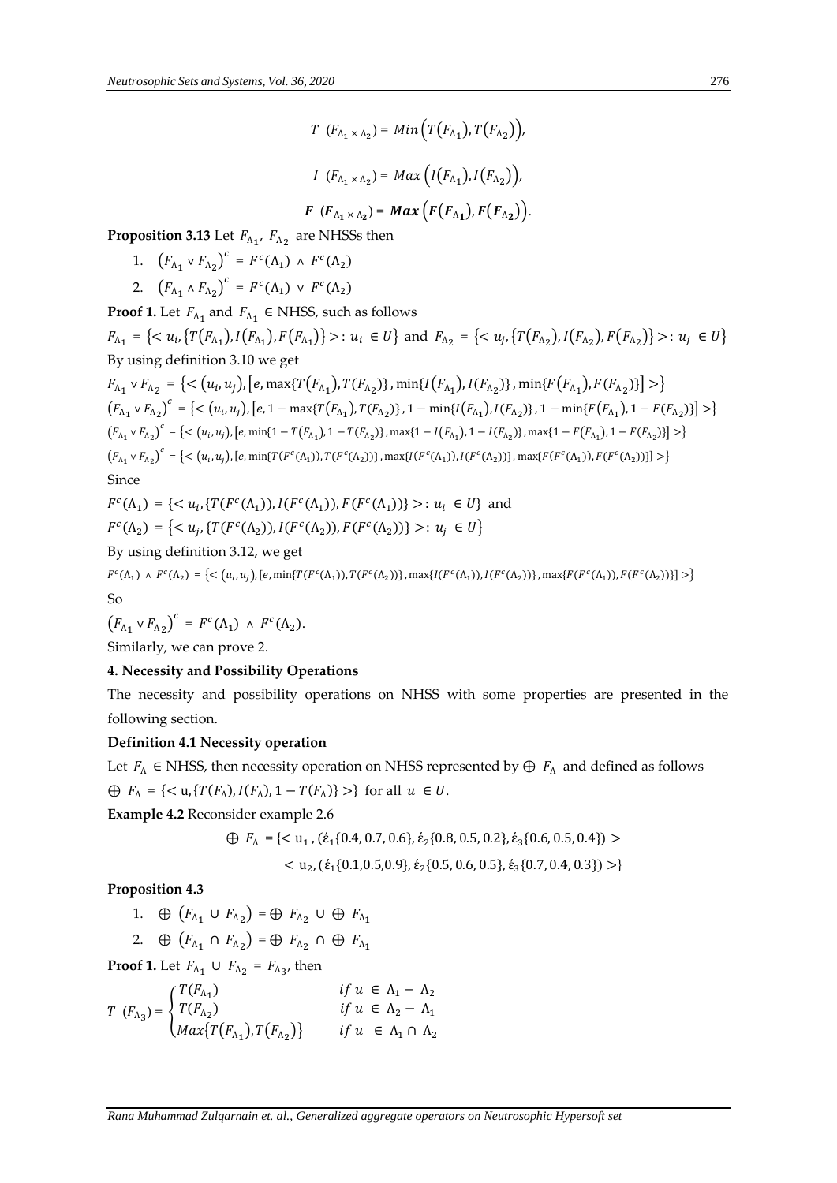$$T\ (F_{\Lambda_1 \times \Lambda_2}) = Min\left(T(F_{\Lambda_1}), T(F_{\Lambda_2})\right),$$

$$I\ (F_{\Lambda_1 \times \Lambda_2}) = Max\left(I(F_{\Lambda_1}), I(F_{\Lambda_2})\right),$$

$$\boldsymbol{F}\ (\boldsymbol{F}_{\Lambda_1 \times \Lambda_2}) = \boldsymbol{Max}\left(\boldsymbol{F}(\boldsymbol{F}_{\Lambda_1}), \boldsymbol{F}(F_{\Lambda_2})\right).$$

**Proposition 3.13** Let $F_{\Lambda_1}$, $F_{\Lambda_2}$ are NHSSs then

1. $\left(F_{\Lambda_1} \vee F_{\Lambda_2}\right)^c = F^c(\Lambda_1) \wedge F^c(\Lambda_2)$
2. $\left(F_{\Lambda_1} \wedge F_{\Lambda_2}\right)^c = F^c(\Lambda_1) \vee F^c(\Lambda_2)$

**Proof 1.** Let $F_{\Lambda_1}$ and $F_{\Lambda_1} \in$ NHSS, such as follows

$F_{\Lambda_1} = \{< u_i, \{T(F_{\Lambda_1}), I(F_{\Lambda_1}), F(F_{\Lambda_1})\} >: u_i \in U\}$ and $F_{\Lambda_2} = \{< u_j, \{T(F_{\Lambda_2}), I(F_{\Lambda_2}), F(F_{\Lambda_2})\} >: u_j \in U\}$

By using definition 3.10 we get

$F_{\Lambda_1} \vee F_{\Lambda_2} = \{< (u_i, u_j), [e, \max\{T(F_{\Lambda_1}), T(F_{\Lambda_2})\}, \min\{I(F_{\Lambda_1}), I(F_{\Lambda_2})\}, \min\{F(F_{\Lambda_1}), F(F_{\Lambda_2})\}] >\}$

$\left(F_{\Lambda_1} \vee F_{\Lambda_2}\right)^c = \{< (u_i, u_j), [e, 1 - \max\{T(F_{\Lambda_1}), T(F_{\Lambda_2})\}, 1 - \min\{I(F_{\Lambda_1}), I(F_{\Lambda_2})\}, 1 - \min\{F(F_{\Lambda_1}), 1 - F(F_{\Lambda_2})\}] >\}$

$\left(F_{\Lambda_1} \vee F_{\Lambda_2}\right)^c = \{< (u_i, u_j), [e, \min\{1 - T(F_{\Lambda_1}), 1 - T(F_{\Lambda_2})\}, \max\{1 - I(F_{\Lambda_1}), 1 - I(F_{\Lambda_2})\}, \max\{1 - F(F_{\Lambda_1}), 1 - F(F_{\Lambda_2})\}] >\}$

$\left(F_{\Lambda_1} \vee F_{\Lambda_2}\right)^c = \{< (u_i, u_j), [e, \min\{T(F^c(\Lambda_1)), T(F^c(\Lambda_2))\}, \max\{I(F^c(\Lambda_1)), I(F^c(\Lambda_2))\}, \max\{F(F^c(\Lambda_1)), F(F^c(\Lambda_2))\}] >\}$

Since

$F^c(\Lambda_1) = \{< u_i, \{T(F^c(\Lambda_1)), I(F^c(\Lambda_1)), F(F^c(\Lambda_1))\} >: u_i \in U\}$ and

$F^c(\Lambda_2) = \{< u_j, \{T(F^c(\Lambda_2)), I(F^c(\Lambda_2)), F(F^c(\Lambda_2))\} >: u_j \in U\}$

By using definition 3.12, we get

$F^c(\Lambda_1) \wedge F^c(\Lambda_2) = \{< (u_i, u_j), [e, \min\{T(F^c(\Lambda_1)), T(F^c(\Lambda_2))\}, \max\{I(F^c(\Lambda_1)), I(F^c(\Lambda_2))\}, \max\{F(F^c(\Lambda_1)), F(F^c(\Lambda_2))\}] >\}$

So

$\left(F_{\Lambda_1} \vee F_{\Lambda_2}\right)^c = F^c(\Lambda_1) \wedge F^c(\Lambda_2).$

Similarly, we can prove 2.

## 4. Necessity and Possibility Operations

The necessity and possibility operations on NHSS with some properties are presented in the following section.

**Definition 4.1 Necessity operation**

Let $F_\Lambda \in$ NHSS, then necessity operation on NHSS represented by $\oplus\ F_\Lambda$ and defined as follows

$\oplus\ F_\Lambda = \{< u, \{T(F_\Lambda), I(F_\Lambda), 1 - T(F_\Lambda)\} >\}$ for all $u \in U$.

**Example 4.2** Reconsider example 2.6

$$\oplus\ F_\Lambda = \{< u_1, (\acute{\epsilon}_1\{0.4, 0.7, 0.6\}, \acute{\epsilon}_2\{0.8, 0.5, 0.2\}, \acute{\epsilon}_3\{0.6, 0.5, 0.4\}) >$$
$$< u_2, (\acute{\epsilon}_1\{0.1, 0.5, 0.9\}, \acute{\epsilon}_2\{0.5, 0.6, 0.5\}, \acute{\epsilon}_3\{0.7, 0.4, 0.3\}) >\}$$

**Proposition 4.3**

1. $\oplus\ \left(F_{\Lambda_1} \cup F_{\Lambda_2}\right) = \oplus\ F_{\Lambda_2} \cup \oplus\ F_{\Lambda_1}$
2. $\oplus\ \left(F_{\Lambda_1} \cap F_{\Lambda_2}\right) = \oplus\ F_{\Lambda_2} \cap \oplus\ F_{\Lambda_1}$

**Proof 1.** Let $F_{\Lambda_1} \cup F_{\Lambda_2} = F_{\Lambda_3}$, then

$$T\ (F_{\Lambda_3}) = \begin{cases} T(F_{\Lambda_1}) & if\ u \in \Lambda_1 - \Lambda_2 \\ T(F_{\Lambda_2}) & if\ u \in \Lambda_2 - \Lambda_1 \\ Max\{T(F_{\Lambda_1}), T(F_{\Lambda_2})\} & if\ u \in \Lambda_1 \cap \Lambda_2 \end{cases}$$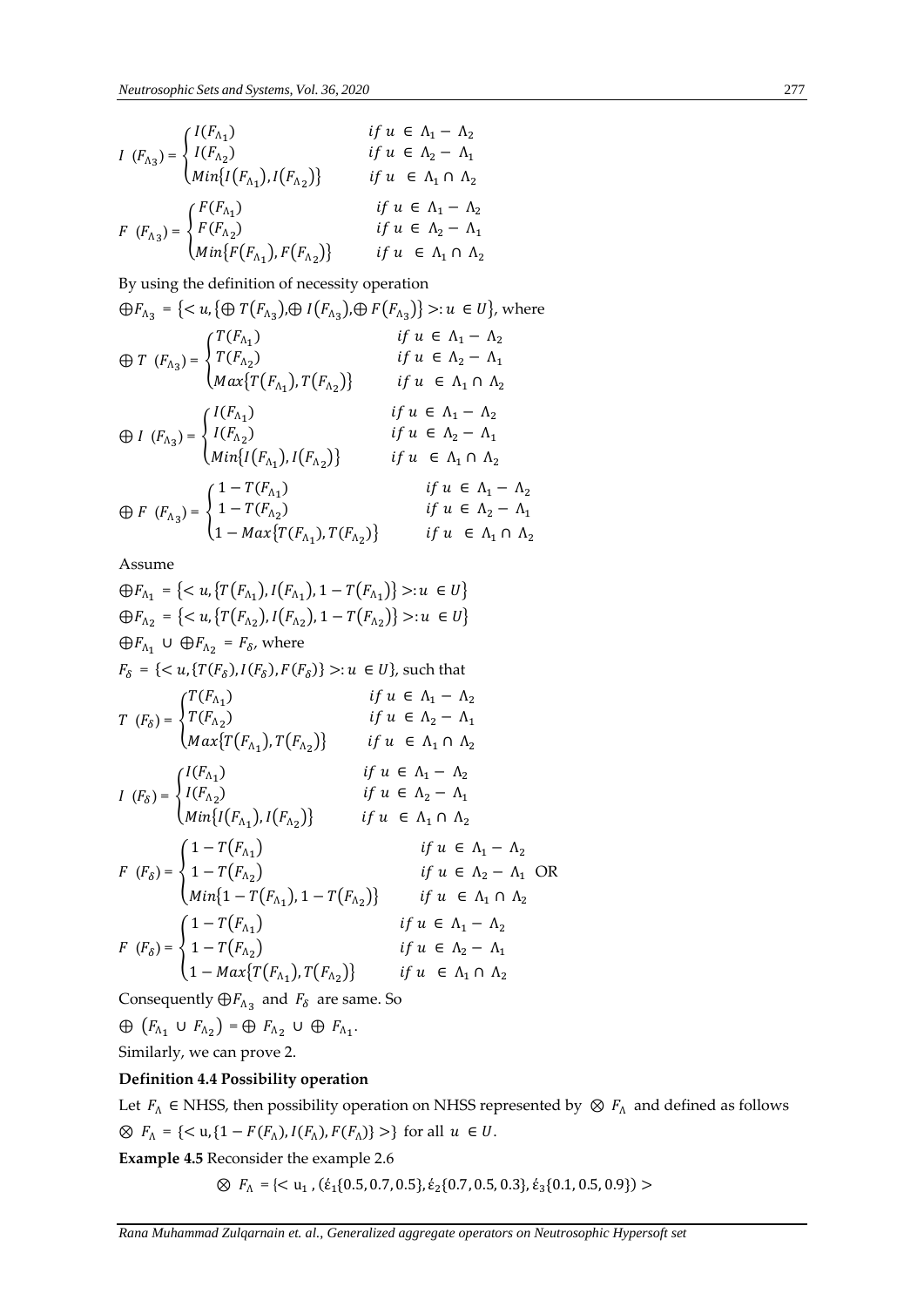$$I\ (F_{\Lambda_3}) = \begin{cases} I(F_{\Lambda_1}) & if\ u\ \in\ \Lambda_1 - \Lambda_2 \\ I(F_{\Lambda_2}) & if\ u\ \in\ \Lambda_2 - \Lambda_1 \\ Min\{I(F_{\Lambda_1}), I(F_{\Lambda_2})\} & if\ u\ \in\ \Lambda_1 \cap \Lambda_2 \end{cases}$$

$$F\ (F_{\Lambda_3}) = \begin{cases} F(F_{\Lambda_1}) & if\ u\ \in\ \Lambda_1 - \Lambda_2 \\ F(F_{\Lambda_2}) & if\ u\ \in\ \Lambda_2 - \Lambda_1 \\ Min\{F(F_{\Lambda_1}), F(F_{\Lambda_2})\} & if\ u\ \in\ \Lambda_1 \cap \Lambda_2 \end{cases}$$

By using the definition of necessity operation

$\oplus F_{\Lambda_3} = \{< u, \{\oplus\ T(F_{\Lambda_3}), \oplus\ I(F_{\Lambda_3}), \oplus\ F(F_{\Lambda_3})\} >: u\ \in U\}$, where

$$\oplus\ T\ (F_{\Lambda_3}) = \begin{cases} T(F_{\Lambda_1}) & if\ u\ \in\ \Lambda_1 - \Lambda_2 \\ T(F_{\Lambda_2}) & if\ u\ \in\ \Lambda_2 - \Lambda_1 \\ Max\{T(F_{\Lambda_1}), T(F_{\Lambda_2})\} & if\ u\ \in\ \Lambda_1 \cap \Lambda_2 \end{cases}$$

$$\oplus\ I\ (F_{\Lambda_3}) = \begin{cases} I(F_{\Lambda_1}) & if\ u\ \in\ \Lambda_1 - \Lambda_2 \\ I(F_{\Lambda_2}) & if\ u\ \in\ \Lambda_2 - \Lambda_1 \\ Min\{I(F_{\Lambda_1}), I(F_{\Lambda_2})\} & if\ u\ \in\ \Lambda_1 \cap \Lambda_2 \end{cases}$$

$$\oplus\ F\ (F_{\Lambda_3}) = \begin{cases} 1 - T(F_{\Lambda_1}) & if\ u\ \in\ \Lambda_1 - \Lambda_2 \\ 1 - T(F_{\Lambda_2}) & if\ u\ \in\ \Lambda_2 - \Lambda_1 \\ 1 - Max\{T(F_{\Lambda_1}), T(F_{\Lambda_2})\} & if\ u\ \in\ \Lambda_1 \cap \Lambda_2 \end{cases}$$

Assume

$\oplus F_{\Lambda_1} = \{< u, \{T(F_{\Lambda_1}), I(F_{\Lambda_1}), 1 - T(F_{\Lambda_1})\} >: u\ \in U\}$

$\oplus F_{\Lambda_2} = \{< u, \{T(F_{\Lambda_2}), I(F_{\Lambda_2}), 1 - T(F_{\Lambda_2})\} >: u\ \in U\}$

$\oplus F_{\Lambda_1} \cup \oplus F_{\Lambda_2} = F_\delta$, where

$F_\delta = \{< u, \{T(F_\delta), I(F_\delta), F(F_\delta)\} >: u\ \in U\}$, such that

$$T\ (F_\delta) = \begin{cases} T(F_{\Lambda_1}) & if\ u\ \in\ \Lambda_1 - \Lambda_2 \\ T(F_{\Lambda_2}) & if\ u\ \in\ \Lambda_2 - \Lambda_1 \\ Max\{T(F_{\Lambda_1}), T(F_{\Lambda_2})\} & if\ u\ \in\ \Lambda_1 \cap \Lambda_2 \end{cases}$$

$$I\ (F_\delta) = \begin{cases} I(F_{\Lambda_1}) & if\ u\ \in\ \Lambda_1 - \Lambda_2 \\ I(F_{\Lambda_2}) & if\ u\ \in\ \Lambda_2 - \Lambda_1 \\ Min\{I(F_{\Lambda_1}), I(F_{\Lambda_2})\} & if\ u\ \in\ \Lambda_1 \cap \Lambda_2 \end{cases}$$

$$F\ (F_\delta) = \begin{cases} 1 - T(F_{\Lambda_1}) & if\ u\ \in\ \Lambda_1 - \Lambda_2 \\ 1 - T(F_{\Lambda_2}) & if\ u\ \in\ \Lambda_2 - \Lambda_1 \\ Min\{1 - T(F_{\Lambda_1}), 1 - T(F_{\Lambda_2})\} & if\ u\ \in\ \Lambda_1 \cap \Lambda_2 \end{cases} \text{ OR}$$

$$F\ (F_\delta) = \begin{cases} 1 - T(F_{\Lambda_1}) & if\ u\ \in\ \Lambda_1 - \Lambda_2 \\ 1 - T(F_{\Lambda_2}) & if\ u\ \in\ \Lambda_2 - \Lambda_1 \\ 1 - Max\{T(F_{\Lambda_1}), T(F_{\Lambda_2})\} & if\ u\ \in\ \Lambda_1 \cap \Lambda_2 \end{cases}$$

Consequently $\oplus F_{\Lambda_3}$ and $F_\delta$ are same. So

$\oplus\ (F_{\Lambda_1} \cup F_{\Lambda_2}) = \oplus\ F_{\Lambda_2} \cup \oplus\ F_{\Lambda_1}$.

Similarly, we can prove 2.

**Definition 4.4 Possibility operation**

Let $F_\Lambda \in$ NHSS, then possibility operation on NHSS represented by $\otimes\ F_\Lambda$ and defined as follows

$\otimes\ F_\Lambda = \{< \text{u}, \{1 - F(F_\Lambda), I(F_\Lambda), F(F_\Lambda)\} >\}$ for all $u\ \in U$.

**Example 4.5** Reconsider the example 2.6

$$\otimes\ F_\Lambda = \{< \text{u}_1\ , (\acute{\epsilon}_1\{0.5, 0.7, 0.5\}, \acute{\epsilon}_2\{0.7, 0.5, 0.3\}, \acute{\epsilon}_3\{0.1, 0.5, 0.9\}) >$$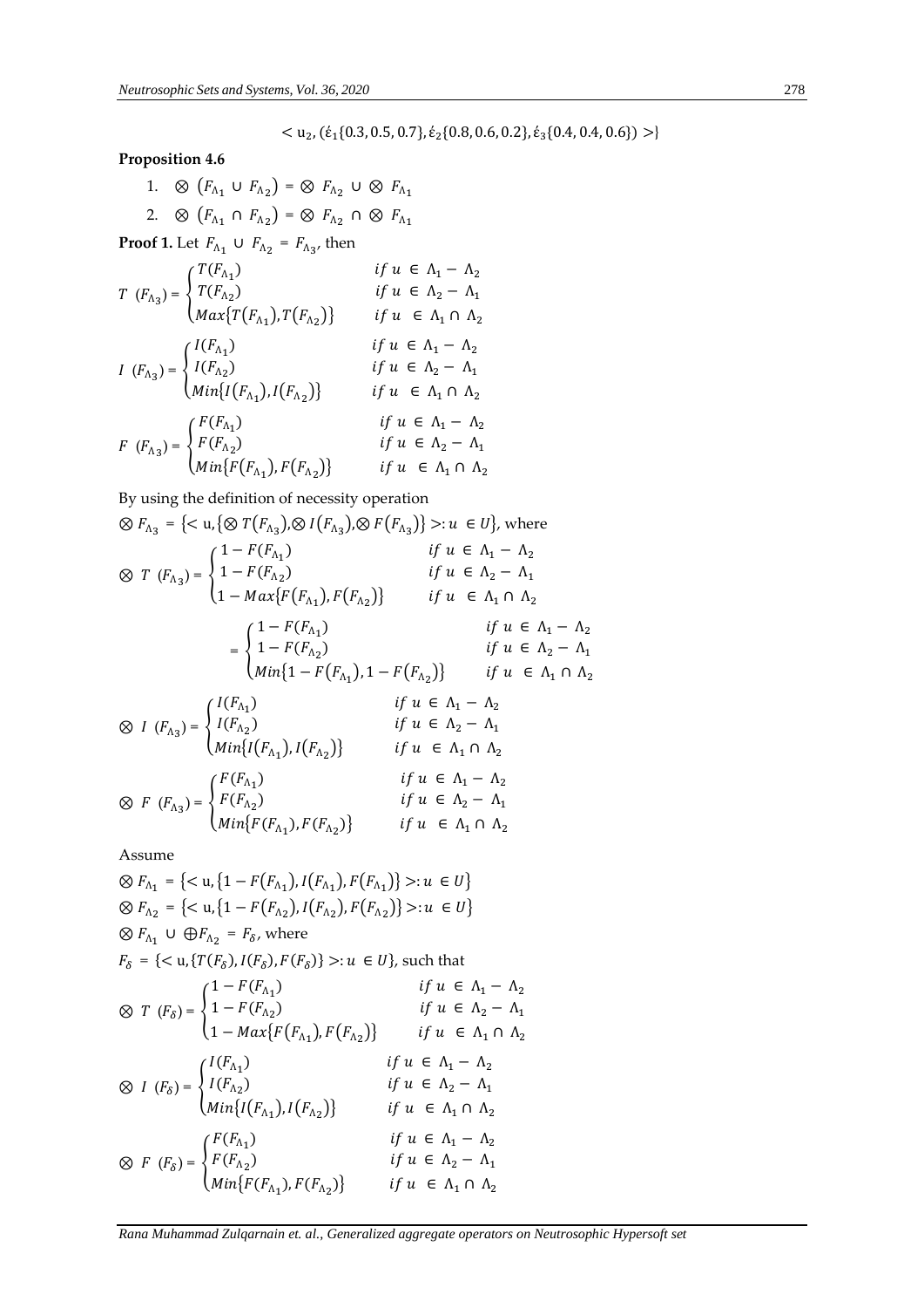$< u_2, (\acute{\varepsilon}_1\{0.3, 0.5, 0.7\}, \acute{\varepsilon}_2\{0.8, 0.6, 0.2\}, \acute{\varepsilon}_3\{0.4, 0.4, 0.6\}) >\}$

**Proposition 4.6**

1. $\otimes\ (F_{\Lambda_1} \cup F_{\Lambda_2}) = \otimes\ F_{\Lambda_2} \cup \otimes\ F_{\Lambda_1}$
2. $\otimes\ (F_{\Lambda_1} \cap F_{\Lambda_2}) = \otimes\ F_{\Lambda_2} \cap \otimes\ F_{\Lambda_1}$

**Proof 1.** Let $F_{\Lambda_1} \cup F_{\Lambda_2} = F_{\Lambda_3}$, then

$$T\ (F_{\Lambda_3}) = \begin{cases} T(F_{\Lambda_1}) & if\ u \in \Lambda_1 - \Lambda_2 \\ T(F_{\Lambda_2}) & if\ u \in \Lambda_2 - \Lambda_1 \\ Max\{T(F_{\Lambda_1}), T(F_{\Lambda_2})\} & if\ u\ \in \Lambda_1 \cap \Lambda_2 \end{cases}$$

$$I\ (F_{\Lambda_3}) = \begin{cases} I(F_{\Lambda_1}) & if\ u \in \Lambda_1 - \Lambda_2 \\ I(F_{\Lambda_2}) & if\ u \in \Lambda_2 - \Lambda_1 \\ Min\{I(F_{\Lambda_1}), I(F_{\Lambda_2})\} & if\ u\ \in \Lambda_1 \cap \Lambda_2 \end{cases}$$

$$F\ (F_{\Lambda_3}) = \begin{cases} F(F_{\Lambda_1}) & if\ u \in \Lambda_1 - \Lambda_2 \\ F(F_{\Lambda_2}) & if\ u \in \Lambda_2 - \Lambda_1 \\ Min\{F(F_{\Lambda_1}), F(F_{\Lambda_2})\} & if\ u\ \in \Lambda_1 \cap \Lambda_2 \end{cases}$$

By using the definition of necessity operation

$\otimes F_{\Lambda_3} = \{< u, \{\otimes T(F_{\Lambda_3}), \otimes I(F_{\Lambda_3}), \otimes F(F_{\Lambda_3})\} >: u\ \in U\}$, where

$$\otimes\ T\ (F_{\Lambda_3}) = \begin{cases} 1 - F(F_{\Lambda_1}) & if\ u \in \Lambda_1 - \Lambda_2 \\ 1 - F(F_{\Lambda_2}) & if\ u \in \Lambda_2 - \Lambda_1 \\ 1 - Max\{F(F_{\Lambda_1}), F(F_{\Lambda_2})\} & if\ u\ \in \Lambda_1 \cap \Lambda_2 \end{cases}$$

$$= \begin{cases} 1 - F(F_{\Lambda_1}) & if\ u \in \Lambda_1 - \Lambda_2 \\ 1 - F(F_{\Lambda_2}) & if\ u \in \Lambda_2 - \Lambda_1 \\ Min\{1 - F(F_{\Lambda_1}), 1 - F(F_{\Lambda_2})\} & if\ u\ \in \Lambda_1 \cap \Lambda_2 \end{cases}$$

$$\otimes\ I\ (F_{\Lambda_3}) = \begin{cases} I(F_{\Lambda_1}) & if\ u \in \Lambda_1 - \Lambda_2 \\ I(F_{\Lambda_2}) & if\ u \in \Lambda_2 - \Lambda_1 \\ Min\{I(F_{\Lambda_1}), I(F_{\Lambda_2})\} & if\ u\ \in \Lambda_1 \cap \Lambda_2 \end{cases}$$

$$\otimes\ F\ (F_{\Lambda_3}) = \begin{cases} F(F_{\Lambda_1}) & if\ u \in \Lambda_1 - \Lambda_2 \\ F(F_{\Lambda_2}) & if\ u \in \Lambda_2 - \Lambda_1 \\ Min\{F(F_{\Lambda_1}), F(F_{\Lambda_2})\} & if\ u\ \in \Lambda_1 \cap \Lambda_2 \end{cases}$$

Assume

$\otimes F_{\Lambda_1} = \{< u, \{1 - F(F_{\Lambda_1}), I(F_{\Lambda_1}), F(F_{\Lambda_1})\} >: u\ \in U\}$

$\otimes F_{\Lambda_2} = \{< u, \{1 - F(F_{\Lambda_2}), I(F_{\Lambda_2}), F(F_{\Lambda_2})\} >: u\ \in U\}$

$\otimes F_{\Lambda_1} \cup \oplus F_{\Lambda_2} = F_{\delta}$, where

$F_{\delta} = \{< u, \{T(F_{\delta}), I(F_{\delta}), F(F_{\delta})\} >: u\ \in U\}$, such that

$$\otimes\ T\ (F_{\delta}) = \begin{cases} 1 - F(F_{\Lambda_1}) & if\ u \in \Lambda_1 - \Lambda_2 \\ 1 - F(F_{\Lambda_2}) & if\ u \in \Lambda_2 - \Lambda_1 \\ 1 - Max\{F(F_{\Lambda_1}), F(F_{\Lambda_2})\} & if\ u\ \in \Lambda_1 \cap \Lambda_2 \end{cases}$$

$$\otimes\ I\ (F_{\delta}) = \begin{cases} I(F_{\Lambda_1}) & if\ u \in \Lambda_1 - \Lambda_2 \\ I(F_{\Lambda_2}) & if\ u \in \Lambda_2 - \Lambda_1 \\ Min\{I(F_{\Lambda_1}), I(F_{\Lambda_2})\} & if\ u\ \in \Lambda_1 \cap \Lambda_2 \end{cases}$$

$$\otimes\ F\ (F_{\delta}) = \begin{cases} F(F_{\Lambda_1}) & if\ u \in \Lambda_1 - \Lambda_2 \\ F(F_{\Lambda_2}) & if\ u \in \Lambda_2 - \Lambda_1 \\ Min\{F(F_{\Lambda_1}), F(F_{\Lambda_2})\} & if\ u\ \in \Lambda_1 \cap \Lambda_2 \end{cases}$$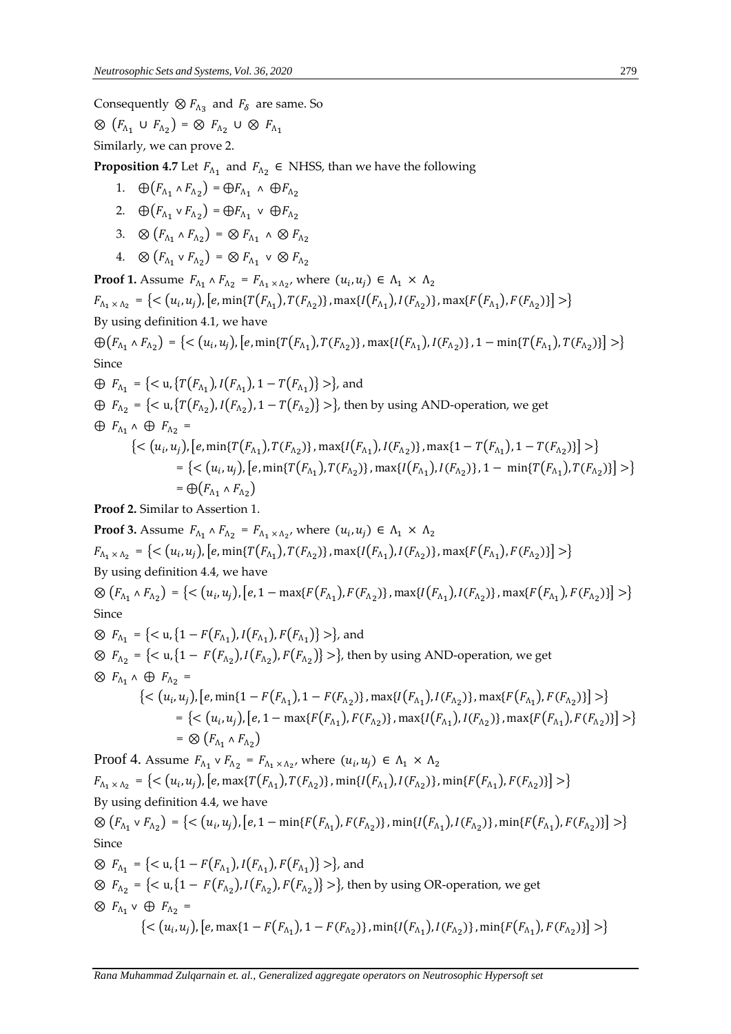Consequently $\otimes F_{\Lambda_3}$ and $F_\delta$ are same. So

$\otimes\left(F_{\Lambda_1} \cup F_{\Lambda_2}\right) = \otimes F_{\Lambda_2} \cup \otimes F_{\Lambda_1}$

Similarly, we can prove 2.

**Proposition 4.7** Let $F_{\Lambda_1}$ and $F_{\Lambda_2} \in$ NHSS, than we have the following

1. $\oplus\left(F_{\Lambda_1} \wedge F_{\Lambda_2}\right) = \oplus F_{\Lambda_1} \wedge \oplus F_{\Lambda_2}$
2. $\oplus\left(F_{\Lambda_1} \vee F_{\Lambda_2}\right) = \oplus F_{\Lambda_1} \vee \oplus F_{\Lambda_2}$
3. $\otimes\left(F_{\Lambda_1} \wedge F_{\Lambda_2}\right) = \otimes F_{\Lambda_1} \wedge \otimes F_{\Lambda_2}$
4. $\otimes\left(F_{\Lambda_1} \vee F_{\Lambda_2}\right) = \otimes F_{\Lambda_1} \vee \otimes F_{\Lambda_2}$

**Proof 1.** Assume $F_{\Lambda_1} \wedge F_{\Lambda_2} = F_{\Lambda_1 \times \Lambda_2}$, where $(u_i, u_j) \in \Lambda_1 \times \Lambda_2$

$F_{\Lambda_1 \times \Lambda_2} = \left\{< (u_i, u_j), \left[e, \min\{T(F_{\Lambda_1}), T(F_{\Lambda_2})\}, \max\{I(F_{\Lambda_1}), I(F_{\Lambda_2})\}, \max\{F(F_{\Lambda_1}), F(F_{\Lambda_2})\}\right] >\right\}$

By using definition 4.1, we have

$\oplus\left(F_{\Lambda_1} \wedge F_{\Lambda_2}\right) = \left\{< (u_i, u_j), \left[e, \min\{T(F_{\Lambda_1}), T(F_{\Lambda_2})\}, \max\{I(F_{\Lambda_1}), I(F_{\Lambda_2})\}, 1 - \min\{T(F_{\Lambda_1}), T(F_{\Lambda_2})\}\right] >\right\}$

Since

$\oplus\ F_{\Lambda_1} = \left\{< \mathrm{u}, \{T(F_{\Lambda_1}), I(F_{\Lambda_1}), 1 - T(F_{\Lambda_1})\} >\right\}$, and

$\oplus\ F_{\Lambda_2} = \left\{< \mathrm{u}, \{T(F_{\Lambda_2}), I(F_{\Lambda_2}), 1 - T(F_{\Lambda_2})\} >\right\}$, then by using AND-operation, we get

$\oplus\ F_{\Lambda_1} \wedge \oplus\ F_{\Lambda_2} =$

$$\left\{< (u_i, u_j), \left[e, \min\{T(F_{\Lambda_1}), T(F_{\Lambda_2})\}, \max\{I(F_{\Lambda_1}), I(F_{\Lambda_2})\}, \max\{1 - T(F_{\Lambda_1}), 1 - T(F_{\Lambda_2})\}\right] >\right\}$$

$$= \left\{< (u_i, u_j), \left[e, \min\{T(F_{\Lambda_1}), T(F_{\Lambda_2})\}, \max\{I(F_{\Lambda_1}), I(F_{\Lambda_2})\}, 1 - \min\{T(F_{\Lambda_1}), T(F_{\Lambda_2})\}\right] >\right\}$$

$$= \oplus\left(F_{\Lambda_1} \wedge F_{\Lambda_2}\right)$$

**Proof 2.** Similar to Assertion 1.

**Proof 3.** Assume $F_{\Lambda_1} \wedge F_{\Lambda_2} = F_{\Lambda_1 \times \Lambda_2}$, where $(u_i, u_j) \in \Lambda_1 \times \Lambda_2$

$F_{\Lambda_1 \times \Lambda_2} = \left\{< (u_i, u_j), \left[e, \min\{T(F_{\Lambda_1}), T(F_{\Lambda_2})\}, \max\{I(F_{\Lambda_1}), I(F_{\Lambda_2})\}, \max\{F(F_{\Lambda_1}), F(F_{\Lambda_2})\}\right] >\right\}$

By using definition 4.4, we have

$\otimes\left(F_{\Lambda_1} \wedge F_{\Lambda_2}\right) = \left\{< (u_i, u_j), \left[e, 1 - \max\{F(F_{\Lambda_1}), F(F_{\Lambda_2})\}, \max\{I(F_{\Lambda_1}), I(F_{\Lambda_2})\}, \max\{F(F_{\Lambda_1}), F(F_{\Lambda_2})\}\right] >\right\}$

Since

$\otimes\ F_{\Lambda_1} = \left\{< \mathrm{u}, \{1 - F(F_{\Lambda_1}), I(F_{\Lambda_1}), F(F_{\Lambda_1})\} >\right\}$, and

$\otimes\ F_{\Lambda_2} = \left\{< \mathrm{u}, \{1 - F(F_{\Lambda_2}), I(F_{\Lambda_2}), F(F_{\Lambda_2})\} >\right\}$, then by using AND-operation, we get

$\otimes\ F_{\Lambda_1} \wedge \oplus\ F_{\Lambda_2} =$

$$\left\{< (u_i, u_j), \left[e, \min\{1 - F(F_{\Lambda_1}), 1 - F(F_{\Lambda_2})\}, \max\{I(F_{\Lambda_1}), I(F_{\Lambda_2})\}, \max\{F(F_{\Lambda_1}), F(F_{\Lambda_2})\}\right] >\right\}$$

$$= \left\{< (u_i, u_j), \left[e, 1 - \max\{F(F_{\Lambda_1}), F(F_{\Lambda_2})\}, \max\{I(F_{\Lambda_1}), I(F_{\Lambda_2})\}, \max\{F(F_{\Lambda_1}), F(F_{\Lambda_2})\}\right] >\right\}$$

$$= \otimes\left(F_{\Lambda_1} \wedge F_{\Lambda_2}\right)$$

**Proof 4.** Assume $F_{\Lambda_1} \vee F_{\Lambda_2} = F_{\Lambda_1 \times \Lambda_2}$, where $(u_i, u_j) \in \Lambda_1 \times \Lambda_2$

$F_{\Lambda_1 \times \Lambda_2} = \left\{< (u_i, u_j), \left[e, \max\{T(F_{\Lambda_1}), T(F_{\Lambda_2})\}, \min\{I(F_{\Lambda_1}), I(F_{\Lambda_2})\}, \min\{F(F_{\Lambda_1}), F(F_{\Lambda_2})\}\right] >\right\}$

By using definition 4.4, we have

$\otimes\left(F_{\Lambda_1} \vee F_{\Lambda_2}\right) = \left\{< (u_i, u_j), \left[e, 1 - \min\{F(F_{\Lambda_1}), F(F_{\Lambda_2})\}, \min\{I(F_{\Lambda_1}), I(F_{\Lambda_2})\}, \min\{F(F_{\Lambda_1}), F(F_{\Lambda_2})\}\right] >\right\}$

Since

$\otimes\ F_{\Lambda_1} = \left\{< \mathrm{u}, \{1 - F(F_{\Lambda_1}), I(F_{\Lambda_1}), F(F_{\Lambda_1})\} >\right\}$, and

$\otimes\ F_{\Lambda_2} = \left\{< \mathrm{u}, \{1 - F(F_{\Lambda_2}), I(F_{\Lambda_2}), F(F_{\Lambda_2})\} >\right\}$, then by using OR-operation, we get

$\otimes\ F_{\Lambda_1} \vee \oplus\ F_{\Lambda_2} =$

$$\left\{< (u_i, u_j), \left[e, \max\{1 - F(F_{\Lambda_1}), 1 - F(F_{\Lambda_2})\}, \min\{I(F_{\Lambda_1}), I(F_{\Lambda_2})\}, \min\{F(F_{\Lambda_1}), F(F_{\Lambda_2})\}\right] >\right\}$$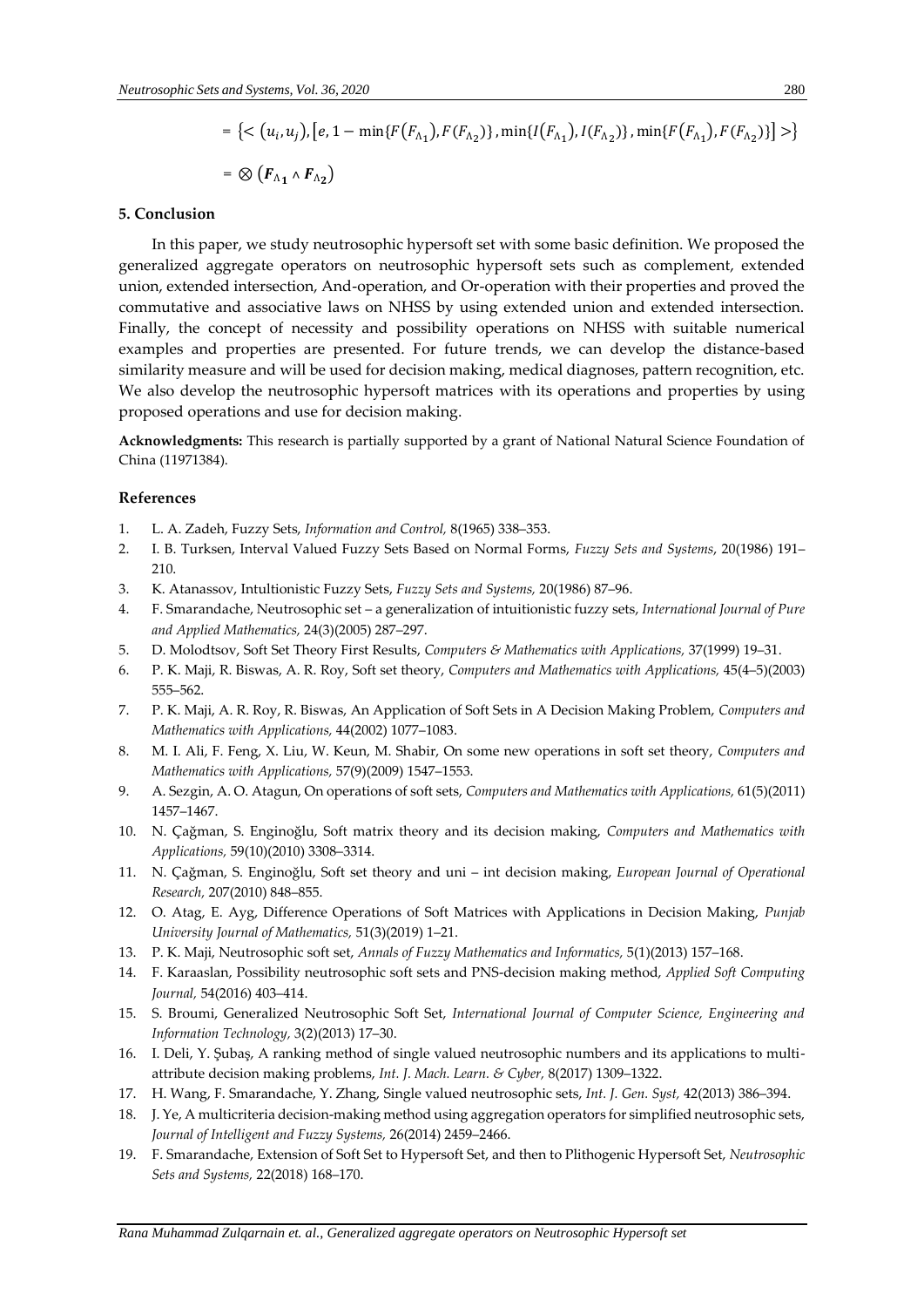$$= \{< (u_i, u_j), [e, 1 - \min\{F(F_{\wedge_1}), F(F_{\wedge_2})\}, \min\{I(F_{\wedge_1}), I(F_{\wedge_2})\}, \min\{F(F_{\wedge_1}), F(F_{\wedge_2})\}] >\}$$

$$= \otimes (\boldsymbol{F}_{\wedge_1} \wedge \boldsymbol{F}_{\wedge_2})$$

## 5. Conclusion

In this paper, we study neutrosophic hypersoft set with some basic definition. We proposed the generalized aggregate operators on neutrosophic hypersoft sets such as complement, extended union, extended intersection, And-operation, and Or-operation with their properties and proved the commutative and associative laws on NHSS by using extended union and extended intersection. Finally, the concept of necessity and possibility operations on NHSS with suitable numerical examples and properties are presented. For future trends, we can develop the distance-based similarity measure and will be used for decision making, medical diagnoses, pattern recognition, etc. We also develop the neutrosophic hypersoft matrices with its operations and properties by using proposed operations and use for decision making.

**Acknowledgments:** This research is partially supported by a grant of National Natural Science Foundation of China (11971384).

## References

1. L. A. Zadeh, Fuzzy Sets, *Information and Control,* 8(1965) 338–353.
2. I. B. Turksen, Interval Valued Fuzzy Sets Based on Normal Forms, *Fuzzy Sets and Systems*, 20(1986) 191–210.
3. K. Atanassov, Intultionistic Fuzzy Sets, *Fuzzy Sets and Systems,* 20(1986) 87–96.
4. F. Smarandache, Neutrosophic set – a generalization of intuitionistic fuzzy sets, *International Journal of Pure and Applied Mathematics,* 24(3)(2005) 287–297.
5. D. Molodtsov, Soft Set Theory First Results, *Computers & Mathematics with Applications,* 37(1999) 19–31.
6. P. K. Maji, R. Biswas, A. R. Roy, Soft set theory, *Computers and Mathematics with Applications,* 45(4–5)(2003) 555–562.
7. P. K. Maji, A. R. Roy, R. Biswas, An Application of Soft Sets in A Decision Making Problem, *Computers and Mathematics with Applications,* 44(2002) 1077–1083.
8. M. I. Ali, F. Feng, X. Liu, W. Keun, M. Shabir, On some new operations in soft set theory, *Computers and Mathematics with Applications,* 57(9)(2009) 1547–1553.
9. A. Sezgin, A. O. Atagun, On operations of soft sets, *Computers and Mathematics with Applications,* 61(5)(2011) 1457–1467.
10. N. Çağman, S. Enginoğlu, Soft matrix theory and its decision making, *Computers and Mathematics with Applications,* 59(10)(2010) 3308–3314.
11. N. Çağman, S. Enginoğlu, Soft set theory and uni – int decision making, *European Journal of Operational Research,* 207(2010) 848–855.
12. O. Atag, E. Ayg, Difference Operations of Soft Matrices with Applications in Decision Making, *Punjab University Journal of Mathematics,* 51(3)(2019) 1–21.
13. P. K. Maji, Neutrosophic soft set, *Annals of Fuzzy Mathematics and Informatics,* 5(1)(2013) 157–168.
14. F. Karaaslan, Possibility neutrosophic soft sets and PNS-decision making method, *Applied Soft Computing Journal,* 54(2016) 403–414.
15. S. Broumi, Generalized Neutrosophic Soft Set, *International Journal of Computer Science, Engineering and Information Technology,* 3(2)(2013) 17–30.
16. I. Deli, Y. Şubaş, A ranking method of single valued neutrosophic numbers and its applications to multi-attribute decision making problems, *Int. J. Mach. Learn. & Cyber,* 8(2017) 1309–1322.
17. H. Wang, F. Smarandache, Y. Zhang, Single valued neutrosophic sets, *Int. J. Gen. Syst,* 42(2013) 386–394.
18. J. Ye, A multicriteria decision-making method using aggregation operators for simplified neutrosophic sets, *Journal of Intelligent and Fuzzy Systems,* 26(2014) 2459–2466.
19. F. Smarandache, Extension of Soft Set to Hypersoft Set, and then to Plithogenic Hypersoft Set, *Neutrosophic Sets and Systems,* 22(2018) 168–170.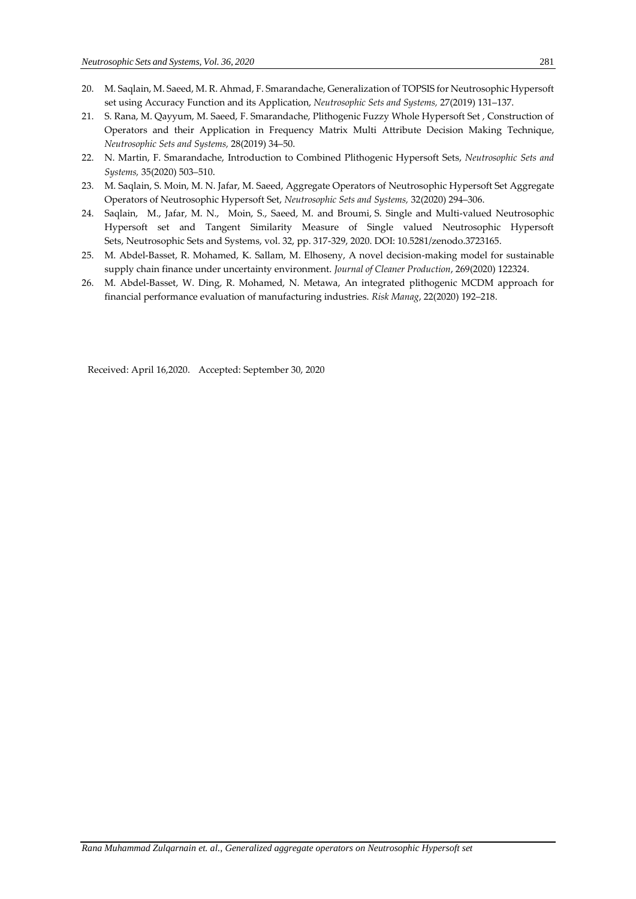20. M. Saqlain, M. Saeed, M. R. Ahmad, F. Smarandache, Generalization of TOPSIS for Neutrosophic Hypersoft set using Accuracy Function and its Application, *Neutrosophic Sets and Systems,* 27(2019) 131–137.
21. S. Rana, M. Qayyum, M. Saeed, F. Smarandache, Plithogenic Fuzzy Whole Hypersoft Set , Construction of Operators and their Application in Frequency Matrix Multi Attribute Decision Making Technique, *Neutrosophic Sets and Systems,* 28(2019) 34–50.
22. N. Martin, F. Smarandache, Introduction to Combined Plithogenic Hypersoft Sets, *Neutrosophic Sets and Systems,* 35(2020) 503–510.
23. M. Saqlain, S. Moin, M. N. Jafar, M. Saeed, Aggregate Operators of Neutrosophic Hypersoft Set Aggregate Operators of Neutrosophic Hypersoft Set, *Neutrosophic Sets and Systems,* 32(2020) 294–306.
24. Saqlain, M., Jafar, M. N., Moin, S., Saeed, M. and Broumi, S. Single and Multi-valued Neutrosophic Hypersoft set and Tangent Similarity Measure of Single valued Neutrosophic Hypersoft Sets, Neutrosophic Sets and Systems, vol. 32, pp. 317-329, 2020. DOI: 10.5281/zenodo.3723165.
25. M. Abdel-Basset, R. Mohamed, K. Sallam, M. Elhoseny, A novel decision-making model for sustainable supply chain finance under uncertainty environment. *Journal of Cleaner Production*, 269(2020) 122324.
26. M. Abdel-Basset, W. Ding, R. Mohamed, N. Metawa, An integrated plithogenic MCDM approach for financial performance evaluation of manufacturing industries. *Risk Manag*, 22(2020) 192–218.

Received: April 16,2020. Accepted: September 30, 2020